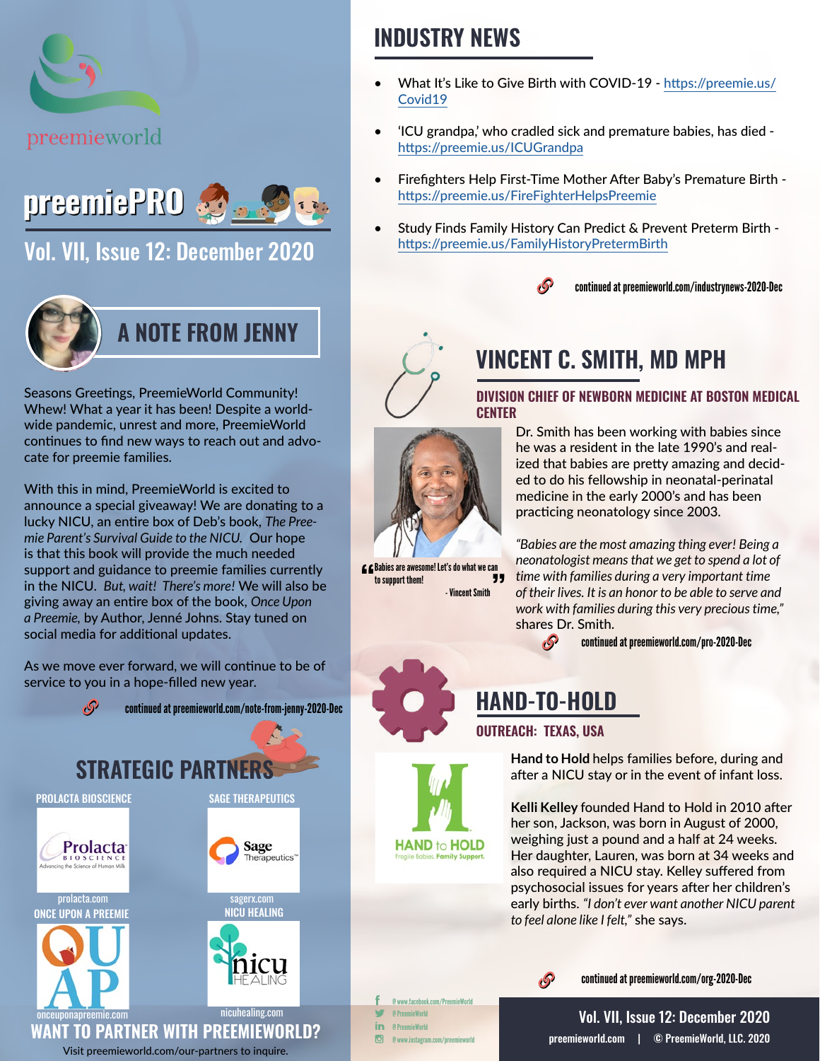preemieworld

# preemiePRO

## Vol. VII, Issue 12: December 2020

## A NOTE FROM JENNY

Seasons Greetings, PreemieWorld Community! Whew! What a year it has been! Despite a world-wide pandemic, unrest and more, PreemieWorld continues to find new ways to reach out and advocate for preemie families.

With this in mind, PreemieWorld is excited to announce a special giveaway! We are donating to a lucky NICU, an entire box of Deb's book, *The Preemie Parent's Survival Guide to the NICU.* Our hope is that this book will provide the much needed support and guidance to preemie families currently in the NICU. *But, wait! There's more!* We will also be giving away an entire box of the book, *Once Upon a Preemie,* by Author, Jenné Johns. Stay tuned on social media for additional updates.

As we move ever forward, we will continue to be of service to you in a hope-filled new year.

continued at preemieworld.com/note-from-jenny-2020-Dec

## STRATEGIC PARTNERS

**PROLACTA BIOSCIENCE** – prolacta.com

**SAGE THERAPEUTICS** – sagerx.com

**ONCE UPON A PREEMIE** – onceuponapreemie.com

**NICU HEALING** – nicuhealing.com

**WANT TO PARTNER WITH PREEMIEWORLD?**

Visit preemieworld.com/our-partners to inquire.

## INDUSTRY NEWS

- What It's Like to Give Birth with COVID-19 - https://preemie.us/Covid19
- 'ICU grandpa,' who cradled sick and premature babies, has died - https://preemie.us/ICUGrandpa
- Firefighters Help First-Time Mother After Baby's Premature Birth - https://preemie.us/FireFighterHelpsPreemie
- Study Finds Family History Can Predict & Prevent Preterm Birth - https://preemie.us/FamilyHistoryPretermBirth

continued at preemieworld.com/industrynews-2020-Dec

## VINCENT C. SMITH, MD MPH

### DIVISION CHIEF OF NEWBORN MEDICINE AT BOSTON MEDICAL CENTER

"Babies are awesome! Let's do what we can to support them!" - Vincent Smith

Dr. Smith has been working with babies since he was a resident in the late 1990's and realized that babies are pretty amazing and decided to do his fellowship in neonatal-perinatal medicine in the early 2000's and has been practicing neonatology since 2003.

*"Babies are the most amazing thing ever! Being a neonatologist means that we get to spend a lot of time with families during a very important time of their lives. It is an honor to be able to serve and work with families during this very precious time,"* shares Dr. Smith.

continued at preemieworld.com/pro-2020-Dec

## HAND-TO-HOLD

### OUTREACH: TEXAS, USA

HAND to HOLD – Fragile Babies. Family Support.

**Hand to Hold** helps families before, during and after a NICU stay or in the event of infant loss.

**Kelli Kelley** founded Hand to Hold in 2010 after her son, Jackson, was born in August of 2000, weighing just a pound and a half at 24 weeks. Her daughter, Lauren, was born at 34 weeks and also required a NICU stay. Kelley suffered from psychosocial issues for years after her children's early births. *"I don't ever want another NICU parent to feel alone like I felt,"* she says.

continued at preemieworld.com/org-2020-Dec

@www.facebook.com/PreemieWorld
@PreemieWorld
@PreemieWorld
@www.instagram.com/preemieworld

preemieworld.com | © PreemieWorld, LLC. 2020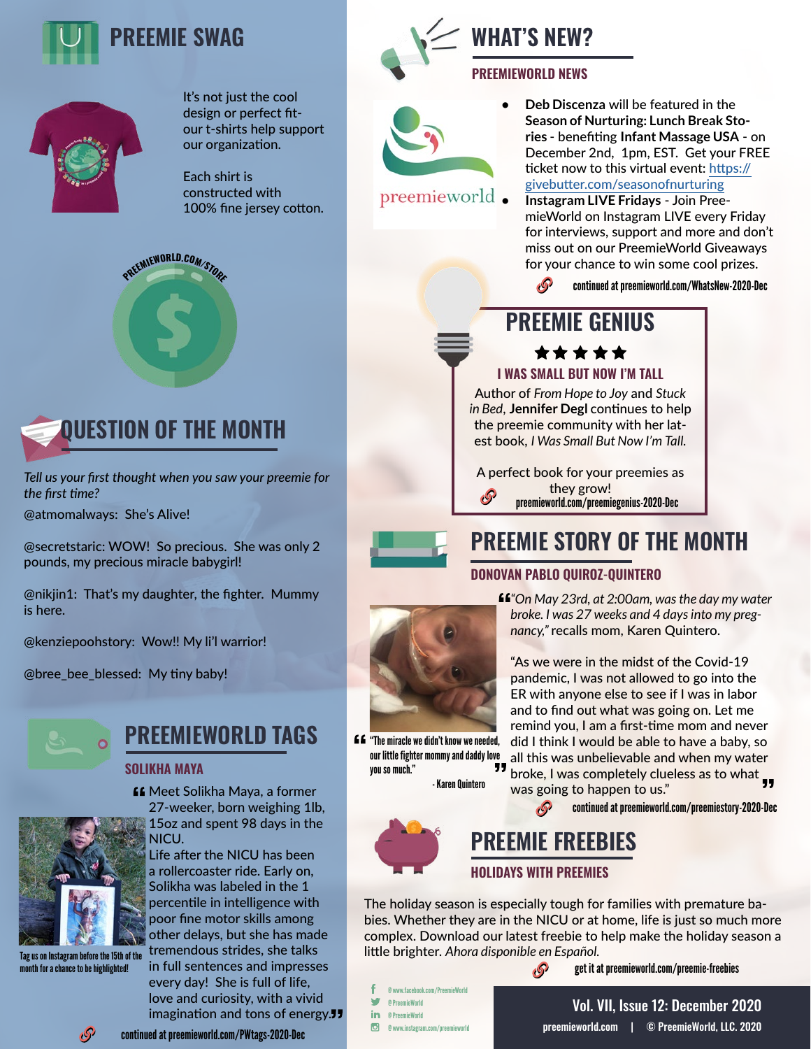## PREEMIE SWAG

It's not just the cool design or perfect fit- our t-shirts help support our organization.

Each shirt is constructed with 100% fine jersey cotton.

PREEMIEWORLD.COM/STORE

## QUESTION OF THE MONTH

*Tell us your first thought when you saw your preemie for the first time?*

@atmomalways: She's Alive!

@secretstaric: WOW! So precious. She was only 2 pounds, my precious miracle babygirl!

@nikjin1: That's my daughter, the fighter. Mummy is here.

@kenziepoohstory: Wow!! My li'l warrior!

@bree_bee_blessed: My tiny baby!

## PREEMIEWORLD TAGS

### SOLIKHA MAYA

"Meet Solikha Maya, a former 27-weeker, born weighing 1lb, 15oz and spent 98 days in the NICU.

Life after the NICU has been a rollercoaster ride. Early on, Solikha was labeled in the 1 percentile in intelligence with poor fine motor skills among other delays, but she has made tremendous strides, she talks in full sentences and impresses every day! She is full of life, love and curiosity, with a vivid imagination and tons of energy."

Tag us on Instagram before the 15th of the month for a chance to be highlighted!

continued at preemieworld.com/PWtags-2020-Dec

## WHAT'S NEW?

### PREEMIEWORLD NEWS

- **Deb Discenza** will be featured in the **Season of Nurturing: Lunch Break Stories** - benefiting **Infant Massage USA** - on December 2nd, 1pm, EST. Get your FREE ticket now to this virtual event: https://givebutter.com/seasonofnurturing
- **Instagram LIVE Fridays** - Join PreemieWorld on Instagram LIVE every Friday for interviews, support and more and don't miss out on our PreemieWorld Giveaways for your chance to win some cool prizes.

continued at preemieworld.com/WhatsNew-2020-Dec

## PREEMIE GENIUS

★★★★★

### I WAS SMALL BUT NOW I'M TALL

Author of *From Hope to Joy* and *Stuck in Bed*, **Jennifer Degl** continues to help the preemie community with her latest book, *I Was Small But Now I'm Tall.*

A perfect book for your preemies as they grow!

preemieworld.com/preemiegenius-2020-Dec

## PREEMIE STORY OF THE MONTH

### DONOVAN PABLO QUIROZ-QUINTERO

"*On May 23rd, at 2:00am, was the day my water broke. I was 27 weeks and 4 days into my pregnancy,"* recalls mom, Karen Quintero.

"As we were in the midst of the Covid-19 pandemic, I was not allowed to go into the ER with anyone else to see if I was in labor and to find out what was going on. Let me remind you, I am a first-time mom and never did I think I would be able to have a baby, so all this was unbelievable and when my water broke, I was completely clueless as to what was going to happen to us."

"The miracle we didn't know we needed, our little fighter mommy and daddy love you so much."

- Karen Quintero

continued at preemieworld.com/preemiestory-2020-Dec

## PREEMIE FREEBIES

### HOLIDAYS WITH PREEMIES

The holiday season is especially tough for families with premature babies. Whether they are in the NICU or at home, life is just so much more complex. Download our latest freebie to help make the holiday season a little brighter. *Ahora disponible en Español.*

get it at preemieworld.com/preemie-freebies

@www.facebook.com/PreemieWorld
@PreemieWorld
@PreemieWorld
@www.instagram.com/preemieworld

Vol. VII, Issue 12: December 2020

preemieworld.com | © PreemieWorld, LLC. 2020